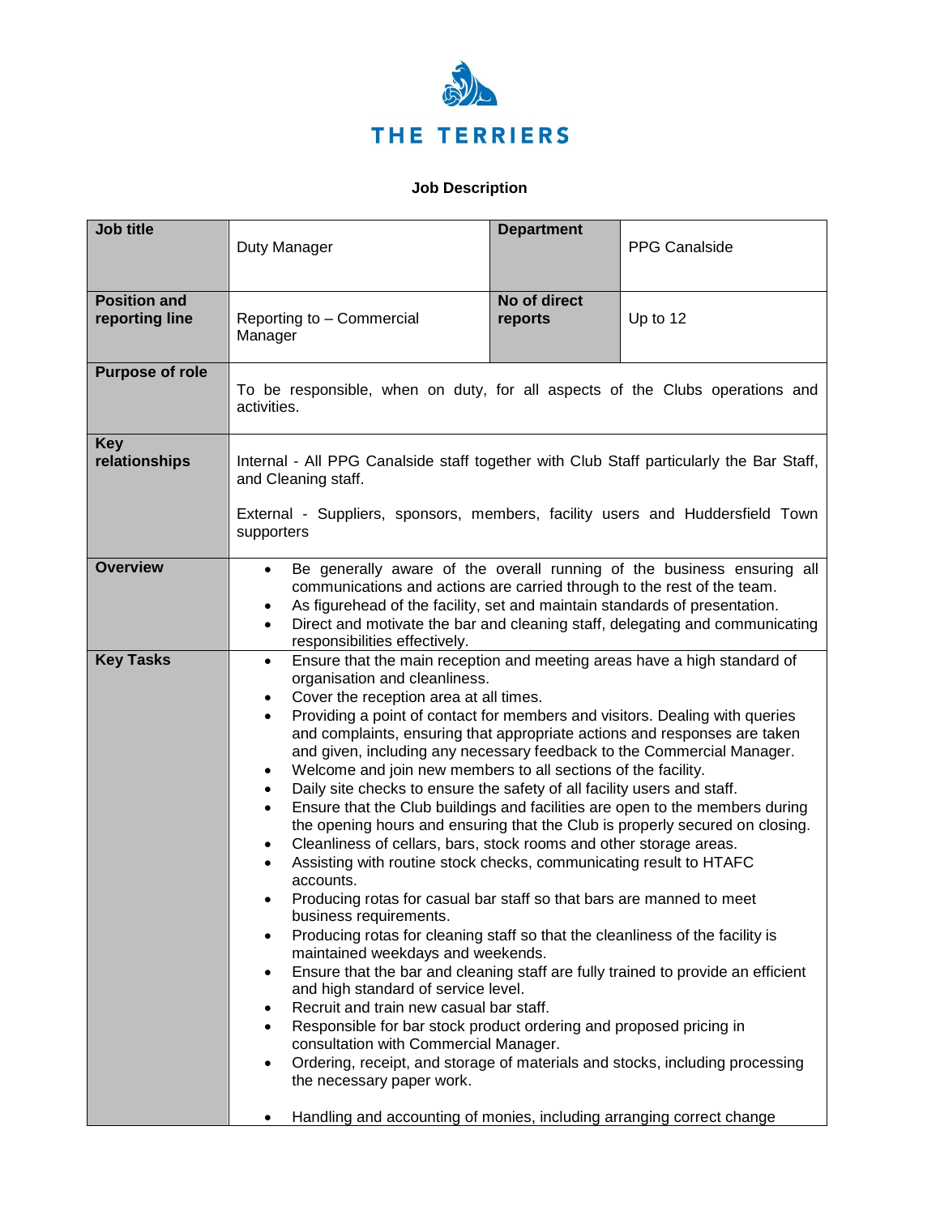THE TERRIERS

**Job Description**

| **Job title** | Duty Manager | **Department** | PPG Canalside |
|---|---|---|---|
| **Position and reporting line** | Reporting to – Commercial Manager | **No of direct reports** | Up to 12 |
| **Purpose of role** | To be responsible, when on duty, for all aspects of the Clubs operations and activities. | | |
| **Key relationships** | Internal - All PPG Canalside staff together with Club Staff particularly the Bar Staff, and Cleaning staff.<br><br>External - Suppliers, sponsors, members, facility users and Huddersfield Town supporters | | |
| **Overview** | • Be generally aware of the overall running of the business ensuring all communications and actions are carried through to the rest of the team.<br>• As figurehead of the facility, set and maintain standards of presentation.<br>• Direct and motivate the bar and cleaning staff, delegating and communicating responsibilities effectively. | | |
| **Key Tasks** | • Ensure that the main reception and meeting areas have a high standard of organisation and cleanliness.<br>• Cover the reception area at all times.<br>• Providing a point of contact for members and visitors. Dealing with queries and complaints, ensuring that appropriate actions and responses are taken and given, including any necessary feedback to the Commercial Manager.<br>• Welcome and join new members to all sections of the facility.<br>• Daily site checks to ensure the safety of all facility users and staff.<br>• Ensure that the Club buildings and facilities are open to the members during the opening hours and ensuring that the Club is properly secured on closing.<br>• Cleanliness of cellars, bars, stock rooms and other storage areas.<br>• Assisting with routine stock checks, communicating result to HTAFC accounts.<br>• Producing rotas for casual bar staff so that bars are manned to meet business requirements.<br>• Producing rotas for cleaning staff so that the cleanliness of the facility is maintained weekdays and weekends.<br>• Ensure that the bar and cleaning staff are fully trained to provide an efficient and high standard of service level.<br>• Recruit and train new casual bar staff.<br>• Responsible for bar stock product ordering and proposed pricing in consultation with Commercial Manager.<br>• Ordering, receipt, and storage of materials and stocks, including processing the necessary paper work.<br><br>• Handling and accounting of monies, including arranging correct change | | |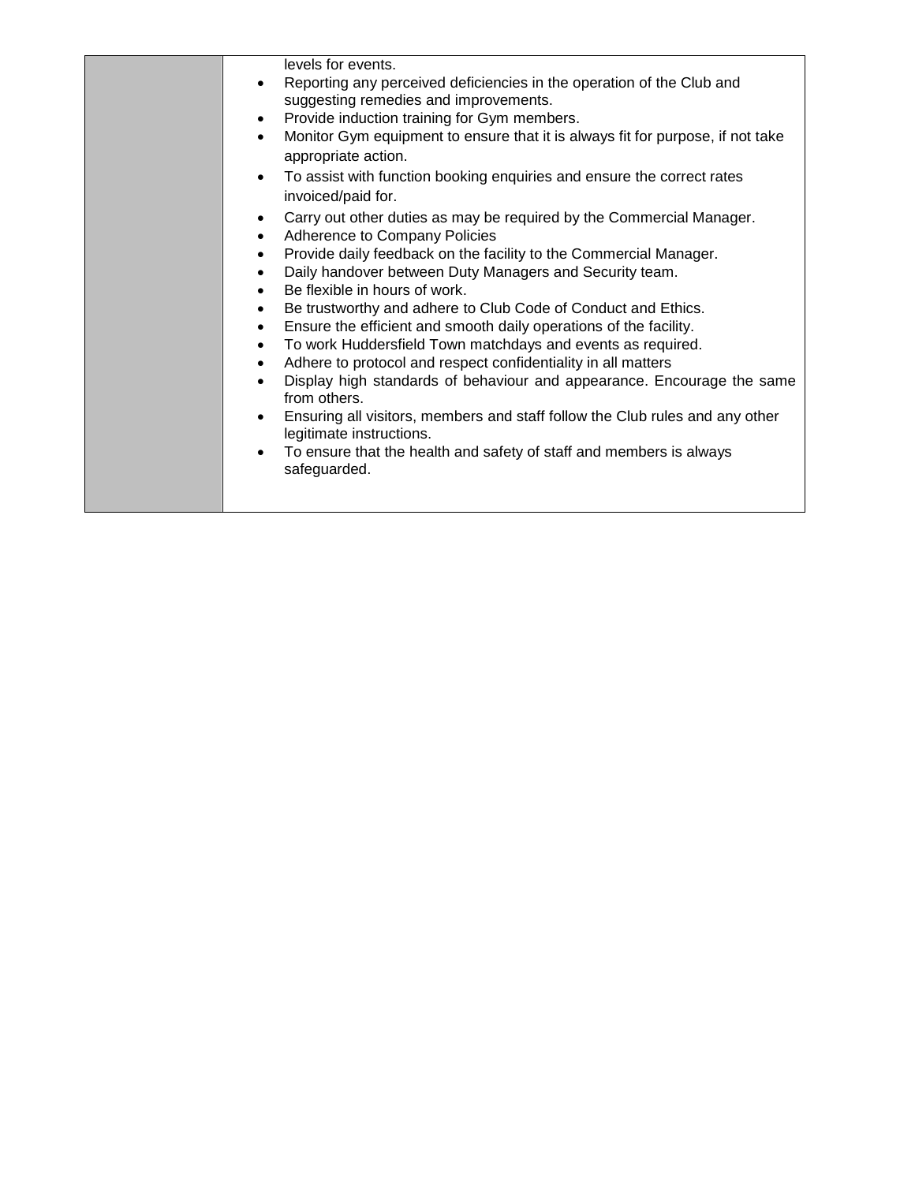| | |
|---|---|
| | levels for events.<br>• Reporting any perceived deficiencies in the operation of the Club and suggesting remedies and improvements.<br>• Provide induction training for Gym members.<br>• Monitor Gym equipment to ensure that it is always fit for purpose, if not take appropriate action.<br>• To assist with function booking enquiries and ensure the correct rates invoiced/paid for.<br>• Carry out other duties as may be required by the Commercial Manager.<br>• Adherence to Company Policies<br>• Provide daily feedback on the facility to the Commercial Manager.<br>• Daily handover between Duty Managers and Security team.<br>• Be flexible in hours of work.<br>• Be trustworthy and adhere to Club Code of Conduct and Ethics.<br>• Ensure the efficient and smooth daily operations of the facility.<br>• To work Huddersfield Town matchdays and events as required.<br>• Adhere to protocol and respect confidentiality in all matters<br>• Display high standards of behaviour and appearance. Encourage the same from others.<br>• Ensuring all visitors, members and staff follow the Club rules and any other legitimate instructions.<br>• To ensure that the health and safety of staff and members is always safeguarded. |